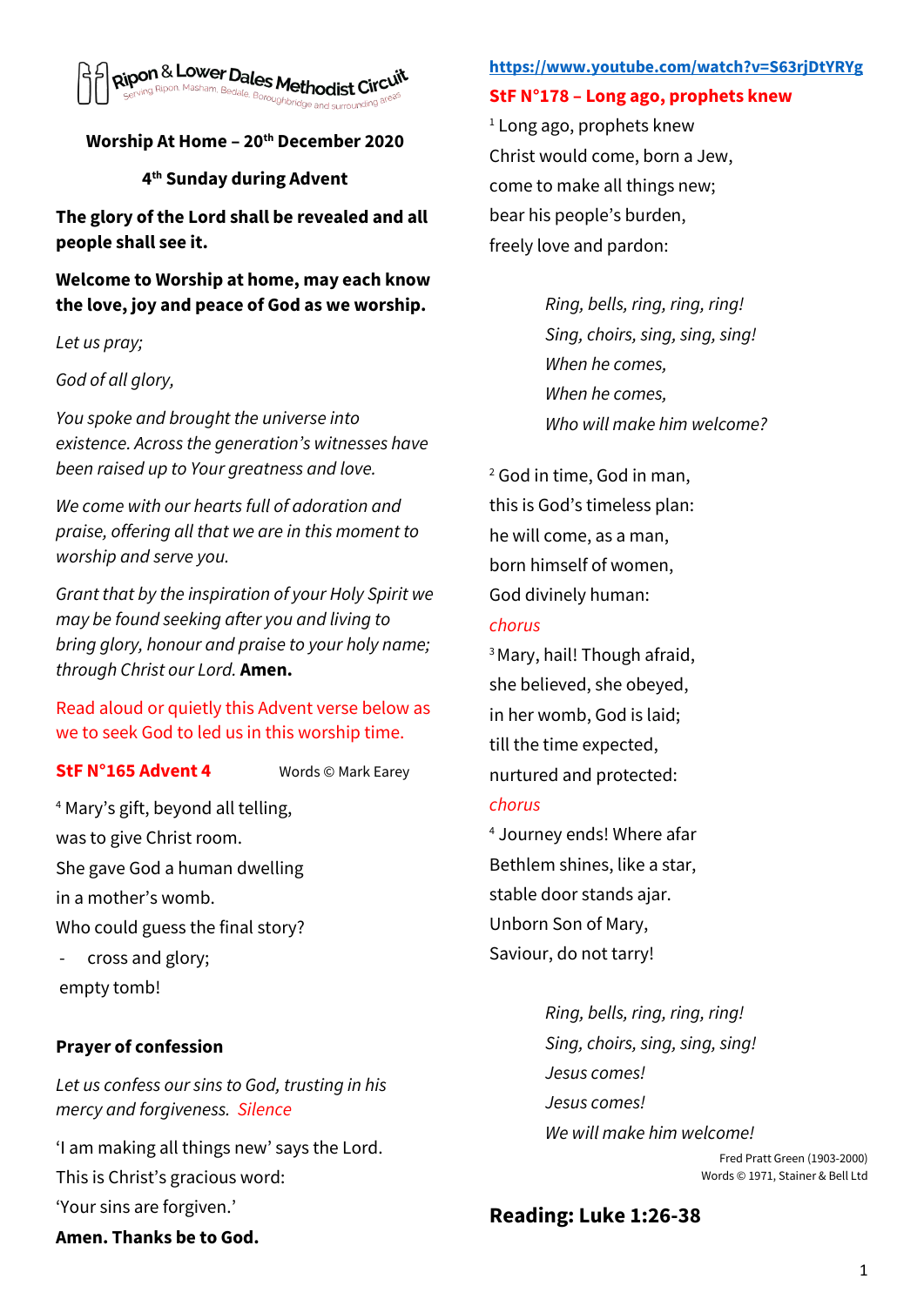Ripon & Lower Dales Methodist Circuit
Serving Ripon, Masham, Bedale, Boroughbridge and surrounding areas

**Worship At Home – 20th December 2020**

**4th Sunday during Advent**

**The glory of the Lord shall be revealed and all people shall see it.**

**Welcome to Worship at home, may each know the love, joy and peace of God as we worship.**

*Let us pray;*

*God of all glory,*

*You spoke and brought the universe into existence. Across the generation's witnesses have been raised up to Your greatness and love.*

*We come with our hearts full of adoration and praise, offering all that we are in this moment to worship and serve you.*

*Grant that by the inspiration of your Holy Spirit we may be found seeking after you and living to bring glory, honour and praise to your holy name; through Christ our Lord.* **Amen.**

Read aloud or quietly this Advent verse below as we to seek God to led us in this worship time.

**StF N°165 Advent 4** Words © Mark Earey

[4] Mary's gift, beyond all telling,
was to give Christ room.
She gave God a human dwelling
in a mother's womb.
Who could guess the final story?
- cross and glory;
empty tomb!

**Prayer of confession**

*Let us confess our sins to God, trusting in his mercy and forgiveness.* Silence

'I am making all things new' says the Lord.
This is Christ's gracious word:
'Your sins are forgiven.'
**Amen. Thanks be to God.**

https://www.youtube.com/watch?v=S63rjDtYRYg

**StF N°178 – Long ago, prophets knew**

[1] Long ago, prophets knew
Christ would come, born a Jew,
come to make all things new;
bear his people's burden,
freely love and pardon:

*Ring, bells, ring, ring, ring!*
*Sing, choirs, sing, sing, sing!*
*When he comes,*
*When he comes,*
*Who will make him welcome?*

[2] God in time, God in man,
this is God's timeless plan:
he will come, as a man,
born himself of women,
God divinely human:

*chorus*

[3] Mary, hail! Though afraid,
she believed, she obeyed,
in her womb, God is laid;
till the time expected,
nurtured and protected:

*chorus*

[4] Journey ends! Where afar
Bethlem shines, like a star,
stable door stands ajar.
Unborn Son of Mary,
Saviour, do not tarry!

*Ring, bells, ring, ring, ring!*
*Sing, choirs, sing, sing, sing!*
*Jesus comes!*
*Jesus comes!*
*We will make him welcome!*

Fred Pratt Green (1903-2000)
Words © 1971, Stainer & Bell Ltd

## Reading: Luke 1:26-38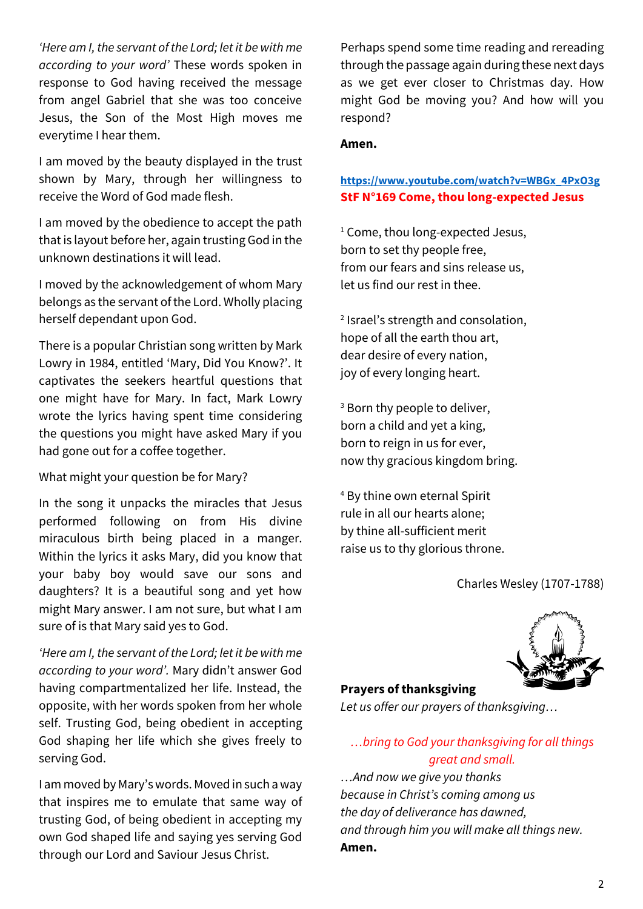*'Here am I, the servant of the Lord; let it be with me according to your word'* These words spoken in response to God having received the message from angel Gabriel that she was too conceive Jesus, the Son of the Most High moves me everytime I hear them.

I am moved by the beauty displayed in the trust shown by Mary, through her willingness to receive the Word of God made flesh.

I am moved by the obedience to accept the path that is layout before her, again trusting God in the unknown destinations it will lead.

I moved by the acknowledgement of whom Mary belongs as the servant of the Lord. Wholly placing herself dependant upon God.

There is a popular Christian song written by Mark Lowry in 1984, entitled 'Mary, Did You Know?'. It captivates the seekers heartful questions that one might have for Mary. In fact, Mark Lowry wrote the lyrics having spent time considering the questions you might have asked Mary if you had gone out for a coffee together.

What might your question be for Mary?

In the song it unpacks the miracles that Jesus performed following on from His divine miraculous birth being placed in a manger. Within the lyrics it asks Mary, did you know that your baby boy would save our sons and daughters? It is a beautiful song and yet how might Mary answer. I am not sure, but what I am sure of is that Mary said yes to God.

*'Here am I, the servant of the Lord; let it be with me according to your word'.* Mary didn't answer God having compartmentalized her life. Instead, the opposite, with her words spoken from her whole self. Trusting God, being obedient in accepting God shaping her life which she gives freely to serving God.

I am moved by Mary's words. Moved in such a way that inspires me to emulate that same way of trusting God, of being obedient in accepting my own God shaped life and saying yes serving God through our Lord and Saviour Jesus Christ.

Perhaps spend some time reading and rereading through the passage again during these next days as we get ever closer to Christmas day. How might God be moving you? And how will you respond?

**Amen.**

**https://www.youtube.com/watch?v=WBGx_4PxO3g**
**StF N°169 Come, thou long-expected Jesus**

1 Come, thou long-expected Jesus,
born to set thy people free,
from our fears and sins release us,
let us find our rest in thee.

2 Israel's strength and consolation,
hope of all the earth thou art,
dear desire of every nation,
joy of every longing heart.

3 Born thy people to deliver,
born a child and yet a king,
born to reign in us for ever,
now thy gracious kingdom bring.

4 By thine own eternal Spirit
rule in all our hearts alone;
by thine all-sufficient merit
raise us to thy glorious throne.

Charles Wesley (1707-1788)

**Prayers of thanksgiving**
*Let us offer our prayers of thanksgiving…*

*…bring to God your thanksgiving for all things great and small.*

*…And now we give you thanks*
*because in Christ's coming among us*
*the day of deliverance has dawned,*
*and through him you will make all things new.*
**Amen.**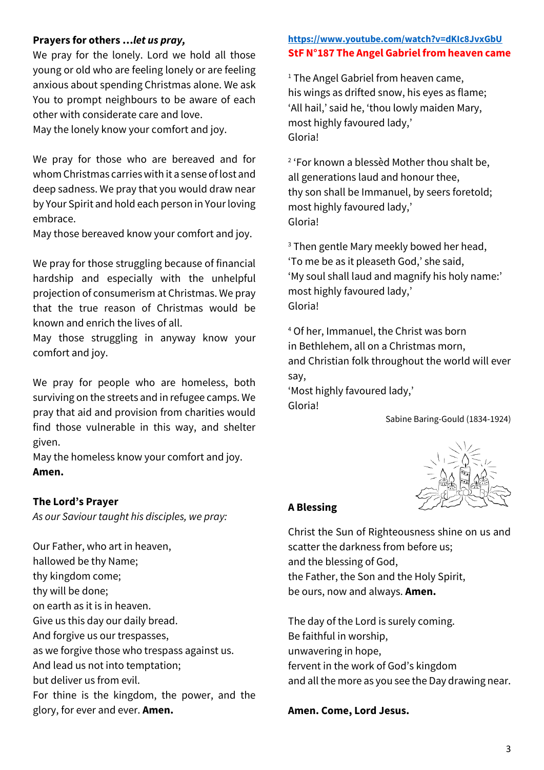**Prayers for others …*let us pray,***

We pray for the lonely. Lord we hold all those young or old who are feeling lonely or are feeling anxious about spending Christmas alone. We ask You to prompt neighbours to be aware of each other with considerate care and love.
May the lonely know your comfort and joy.

We pray for those who are bereaved and for whom Christmas carries with it a sense of lost and deep sadness. We pray that you would draw near by Your Spirit and hold each person in Your loving embrace.
May those bereaved know your comfort and joy.

We pray for those struggling because of financial hardship and especially with the unhelpful projection of consumerism at Christmas. We pray that the true reason of Christmas would be known and enrich the lives of all.
May those struggling in anyway know your comfort and joy.

We pray for people who are homeless, both surviving on the streets and in refugee camps. We pray that aid and provision from charities would find those vulnerable in this way, and shelter given.
May the homeless know your comfort and joy.
**Amen.**

**The Lord's Prayer**

*As our Saviour taught his disciples, we pray:*

Our Father, who art in heaven,
hallowed be thy Name;
thy kingdom come;
thy will be done;
on earth as it is in heaven.
Give us this day our daily bread.
And forgive us our trespasses,
as we forgive those who trespass against us.
And lead us not into temptation;
but deliver us from evil.
For thine is the kingdom, the power, and the glory, for ever and ever. **Amen.**

https://www.youtube.com/watch?v=dKIc8JvxGbU

**StF N°187 The Angel Gabriel from heaven came**

[1] The Angel Gabriel from heaven came,
his wings as drifted snow, his eyes as flame;
'All hail,' said he, 'thou lowly maiden Mary,
most highly favoured lady,'
Gloria!

[2] 'For known a blessèd Mother thou shalt be,
all generations laud and honour thee,
thy son shall be Immanuel, by seers foretold;
most highly favoured lady,'
Gloria!

[3] Then gentle Mary meekly bowed her head,
'To me be as it pleaseth God,' she said,
'My soul shall laud and magnify his holy name:'
most highly favoured lady,'
Gloria!

[4] Of her, Immanuel, the Christ was born
in Bethlehem, all on a Christmas morn,
and Christian folk throughout the world will ever say,
'Most highly favoured lady,'
Gloria!

Sabine Baring-Gould (1834-1924)

**A Blessing**

Christ the Sun of Righteousness shine on us and scatter the darkness from before us;
and the blessing of God,
the Father, the Son and the Holy Spirit,
be ours, now and always. **Amen.**

The day of the Lord is surely coming.
Be faithful in worship,
unwavering in hope,
fervent in the work of God's kingdom
and all the more as you see the Day drawing near.

**Amen. Come, Lord Jesus.**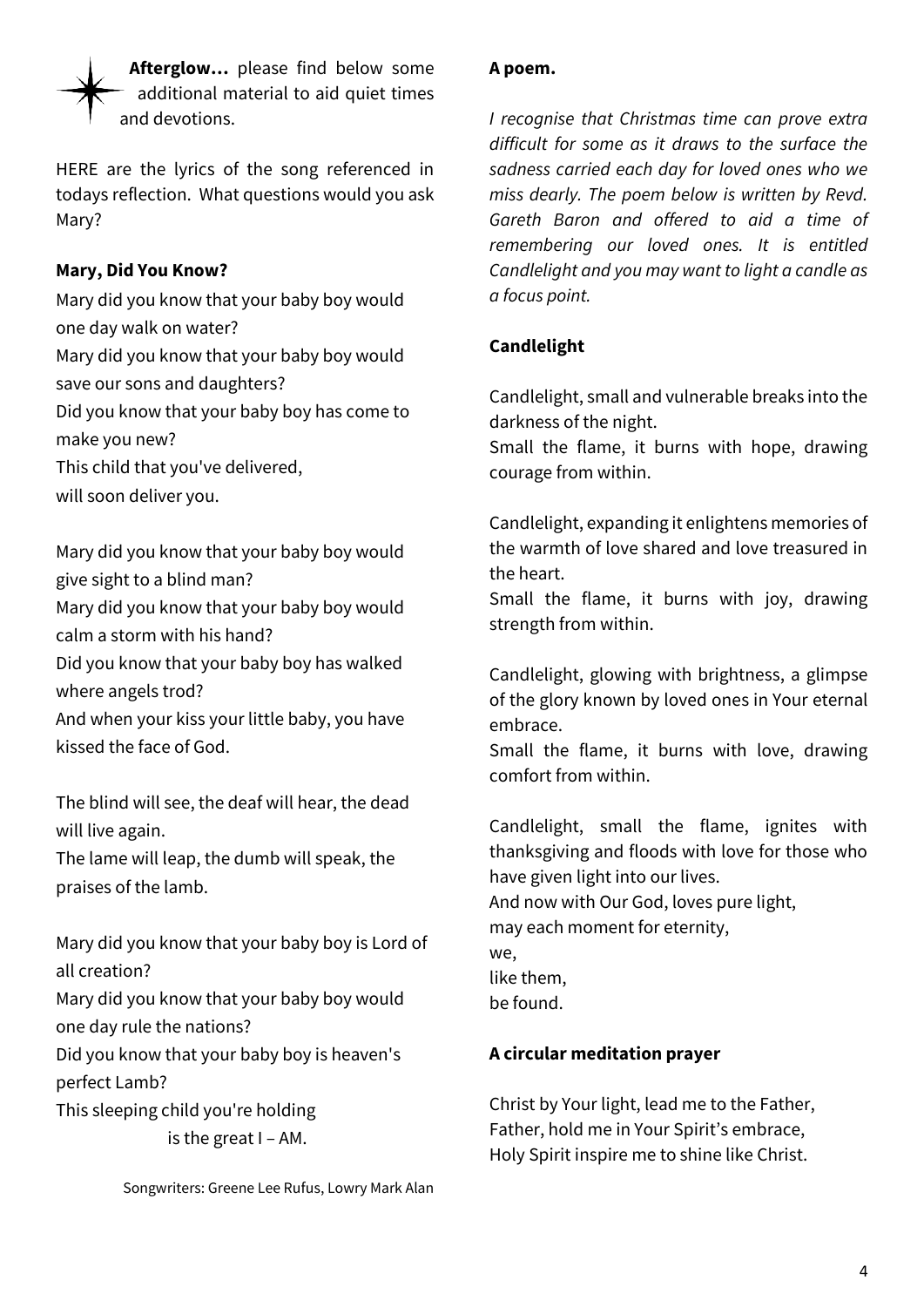**Afterglow…** please find below some additional material to aid quiet times and devotions.

HERE are the lyrics of the song referenced in todays reflection. What questions would you ask Mary?

**Mary, Did You Know?**

Mary did you know that your baby boy would one day walk on water?
Mary did you know that your baby boy would save our sons and daughters?
Did you know that your baby boy has come to make you new?
This child that you've delivered,
will soon deliver you.

Mary did you know that your baby boy would give sight to a blind man?
Mary did you know that your baby boy would calm a storm with his hand?
Did you know that your baby boy has walked where angels trod?
And when your kiss your little baby, you have kissed the face of God.

The blind will see, the deaf will hear, the dead will live again.
The lame will leap, the dumb will speak, the praises of the lamb.

Mary did you know that your baby boy is Lord of all creation?
Mary did you know that your baby boy would one day rule the nations?
Did you know that your baby boy is heaven's perfect Lamb?
This sleeping child you're holding
is the great I – AM.

Songwriters: Greene Lee Rufus, Lowry Mark Alan

**A poem.**

*I recognise that Christmas time can prove extra difficult for some as it draws to the surface the sadness carried each day for loved ones who we miss dearly. The poem below is written by Revd. Gareth Baron and offered to aid a time of remembering our loved ones. It is entitled Candlelight and you may want to light a candle as a focus point.*

**Candlelight**

Candlelight, small and vulnerable breaks into the darkness of the night.
Small the flame, it burns with hope, drawing courage from within.

Candlelight, expanding it enlightens memories of the warmth of love shared and love treasured in the heart.
Small the flame, it burns with joy, drawing strength from within.

Candlelight, glowing with brightness, a glimpse of the glory known by loved ones in Your eternal embrace.
Small the flame, it burns with love, drawing comfort from within.

Candlelight, small the flame, ignites with thanksgiving and floods with love for those who have given light into our lives.
And now with Our God, loves pure light,
may each moment for eternity,
we,
like them,
be found.

**A circular meditation prayer**

Christ by Your light, lead me to the Father,
Father, hold me in Your Spirit's embrace,
Holy Spirit inspire me to shine like Christ.